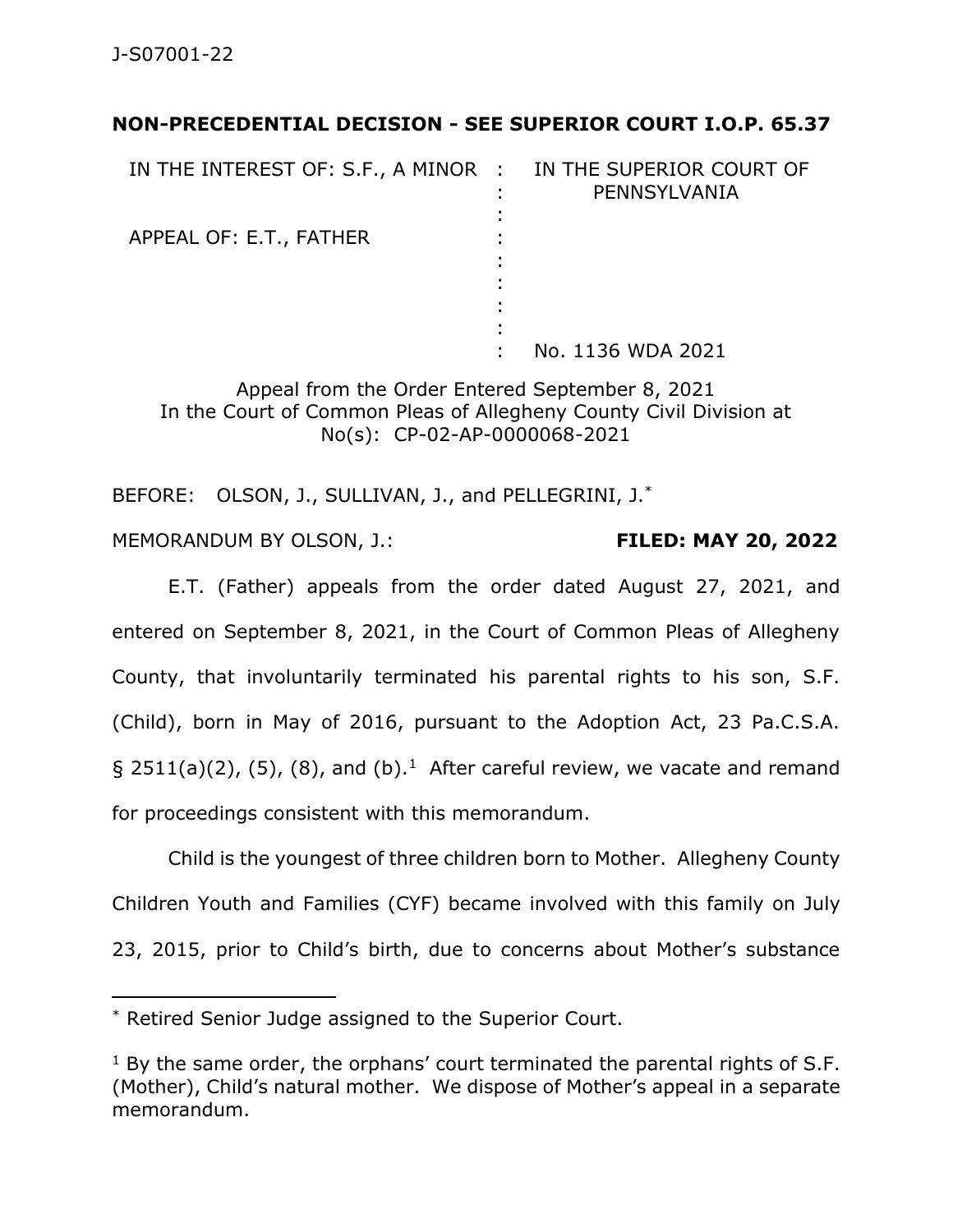**NON-PRECEDENTIAL DECISION - SEE SUPERIOR COURT I.O.P. 65.37**

| | | |
|---|---|---|
| IN THE INTEREST OF: S.F., A MINOR | : | IN THE SUPERIOR COURT OF PENNSYLVANIA |
| | : | |
| APPEAL OF: E.T., FATHER | : | |
| | : | No. 1136 WDA 2021 |

Appeal from the Order Entered September 8, 2021
In the Court of Common Pleas of Allegheny County Civil Division at No(s): CP-02-AP-0000068-2021

BEFORE: OLSON, J., SULLIVAN, J., and PELLEGRINI, J.*

MEMORANDUM BY OLSON, J.: **FILED: MAY 20, 2022**

E.T. (Father) appeals from the order dated August 27, 2021, and entered on September 8, 2021, in the Court of Common Pleas of Allegheny County, that involuntarily terminated his parental rights to his son, S.F. (Child), born in May of 2016, pursuant to the Adoption Act, 23 Pa.C.S.A. § 2511(a)(2), (5), (8), and (b).[1] After careful review, we vacate and remand for proceedings consistent with this memorandum.

Child is the youngest of three children born to Mother. Allegheny County Children Youth and Families (CYF) became involved with this family on July 23, 2015, prior to Child's birth, due to concerns about Mother's substance

---

* Retired Senior Judge assigned to the Superior Court.

[1] By the same order, the orphans' court terminated the parental rights of S.F. (Mother), Child's natural mother. We dispose of Mother's appeal in a separate memorandum.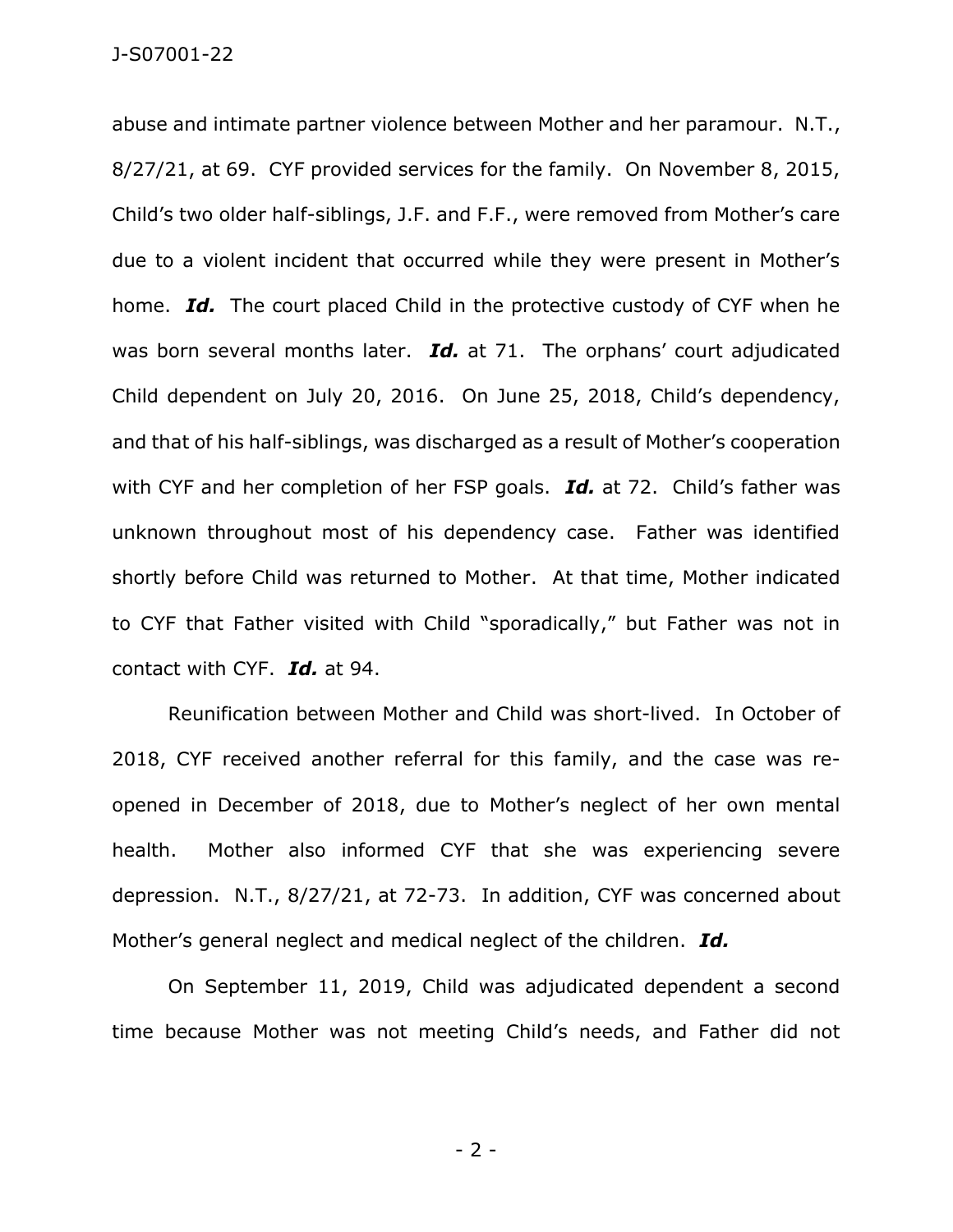abuse and intimate partner violence between Mother and her paramour. N.T., 8/27/21, at 69. CYF provided services for the family. On November 8, 2015, Child's two older half-siblings, J.F. and F.F., were removed from Mother's care due to a violent incident that occurred while they were present in Mother's home. ***Id.*** The court placed Child in the protective custody of CYF when he was born several months later. ***Id.*** at 71. The orphans' court adjudicated Child dependent on July 20, 2016. On June 25, 2018, Child's dependency, and that of his half-siblings, was discharged as a result of Mother's cooperation with CYF and her completion of her FSP goals. ***Id.*** at 72. Child's father was unknown throughout most of his dependency case. Father was identified shortly before Child was returned to Mother. At that time, Mother indicated to CYF that Father visited with Child "sporadically," but Father was not in contact with CYF. ***Id.*** at 94.

Reunification between Mother and Child was short-lived. In October of 2018, CYF received another referral for this family, and the case was re-opened in December of 2018, due to Mother's neglect of her own mental health. Mother also informed CYF that she was experiencing severe depression. N.T., 8/27/21, at 72-73. In addition, CYF was concerned about Mother's general neglect and medical neglect of the children. ***Id.***

On September 11, 2019, Child was adjudicated dependent a second time because Mother was not meeting Child's needs, and Father did not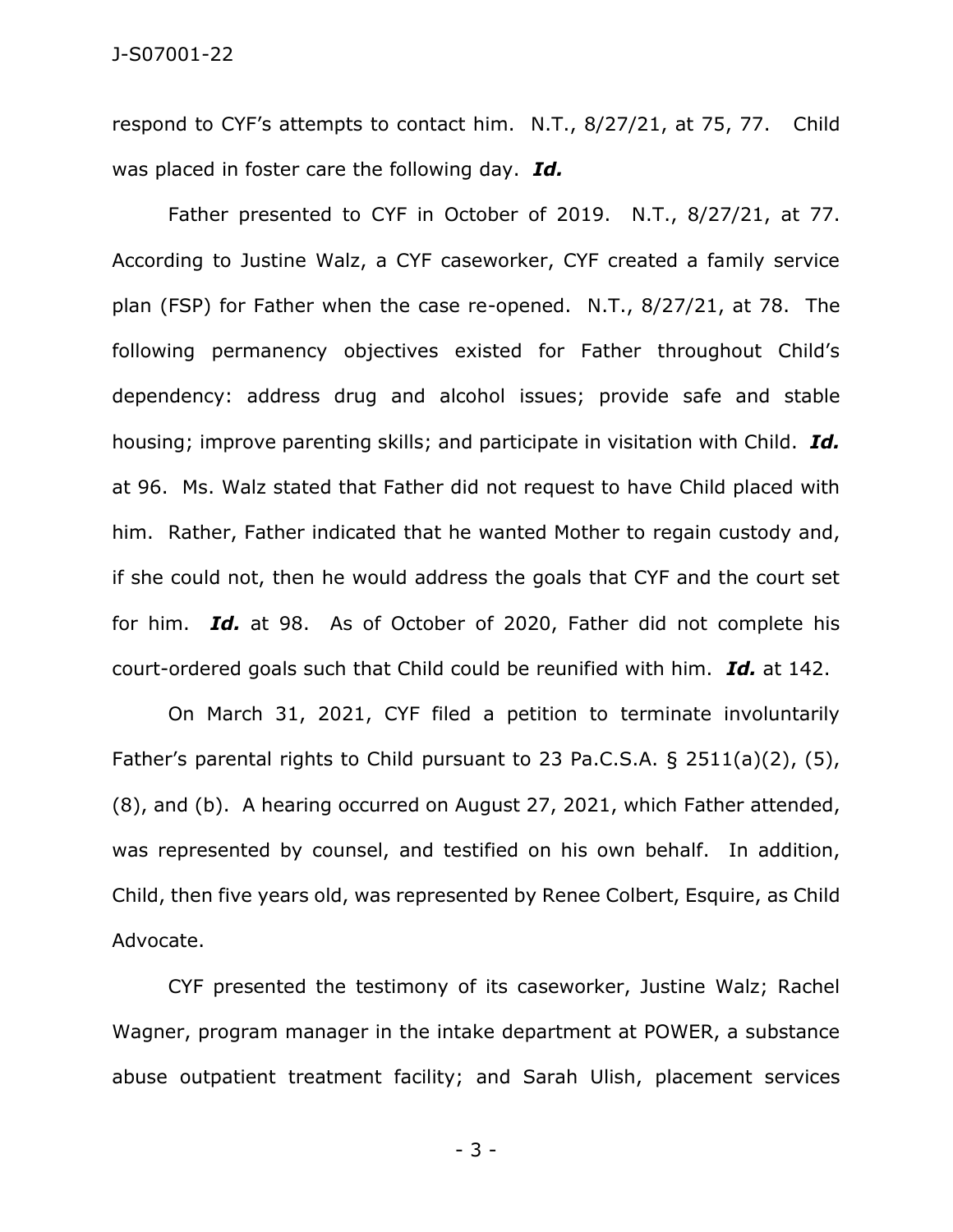respond to CYF's attempts to contact him. N.T., 8/27/21, at 75, 77. Child was placed in foster care the following day. ***Id.***

Father presented to CYF in October of 2019. N.T., 8/27/21, at 77. According to Justine Walz, a CYF caseworker, CYF created a family service plan (FSP) for Father when the case re-opened. N.T., 8/27/21, at 78. The following permanency objectives existed for Father throughout Child's dependency: address drug and alcohol issues; provide safe and stable housing; improve parenting skills; and participate in visitation with Child. ***Id.*** at 96. Ms. Walz stated that Father did not request to have Child placed with him. Rather, Father indicated that he wanted Mother to regain custody and, if she could not, then he would address the goals that CYF and the court set for him. ***Id.*** at 98. As of October of 2020, Father did not complete his court-ordered goals such that Child could be reunified with him. ***Id.*** at 142.

On March 31, 2021, CYF filed a petition to terminate involuntarily Father's parental rights to Child pursuant to 23 Pa.C.S.A. § 2511(a)(2), (5), (8), and (b). A hearing occurred on August 27, 2021, which Father attended, was represented by counsel, and testified on his own behalf. In addition, Child, then five years old, was represented by Renee Colbert, Esquire, as Child Advocate.

CYF presented the testimony of its caseworker, Justine Walz; Rachel Wagner, program manager in the intake department at POWER, a substance abuse outpatient treatment facility; and Sarah Ulish, placement services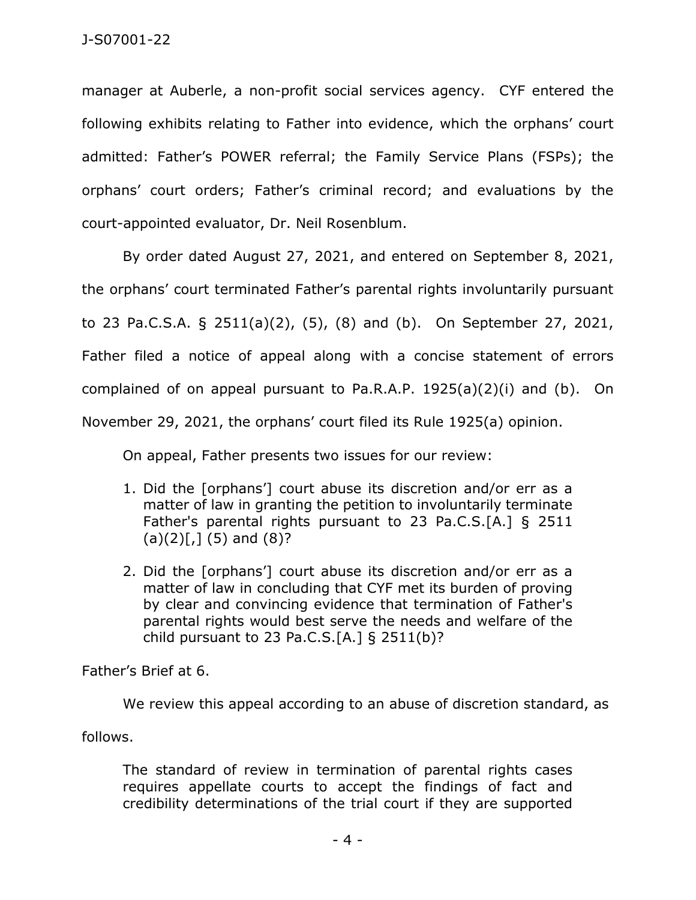manager at Auberle, a non-profit social services agency. CYF entered the following exhibits relating to Father into evidence, which the orphans' court admitted: Father's POWER referral; the Family Service Plans (FSPs); the orphans' court orders; Father's criminal record; and evaluations by the court-appointed evaluator, Dr. Neil Rosenblum.

By order dated August 27, 2021, and entered on September 8, 2021, the orphans' court terminated Father's parental rights involuntarily pursuant to 23 Pa.C.S.A. § 2511(a)(2), (5), (8) and (b). On September 27, 2021, Father filed a notice of appeal along with a concise statement of errors complained of on appeal pursuant to Pa.R.A.P. 1925(a)(2)(i) and (b). On November 29, 2021, the orphans' court filed its Rule 1925(a) opinion.

On appeal, Father presents two issues for our review:

> 1. Did the [orphans'] court abuse its discretion and/or err as a matter of law in granting the petition to involuntarily terminate Father's parental rights pursuant to 23 Pa.C.S.[A.] § 2511 (a)(2)[,] (5) and (8)?
>
> 2. Did the [orphans'] court abuse its discretion and/or err as a matter of law in concluding that CYF met its burden of proving by clear and convincing evidence that termination of Father's parental rights would best serve the needs and welfare of the child pursuant to 23 Pa.C.S.[A.] § 2511(b)?

Father's Brief at 6.

We review this appeal according to an abuse of discretion standard, as follows.

> The standard of review in termination of parental rights cases requires appellate courts to accept the findings of fact and credibility determinations of the trial court if they are supported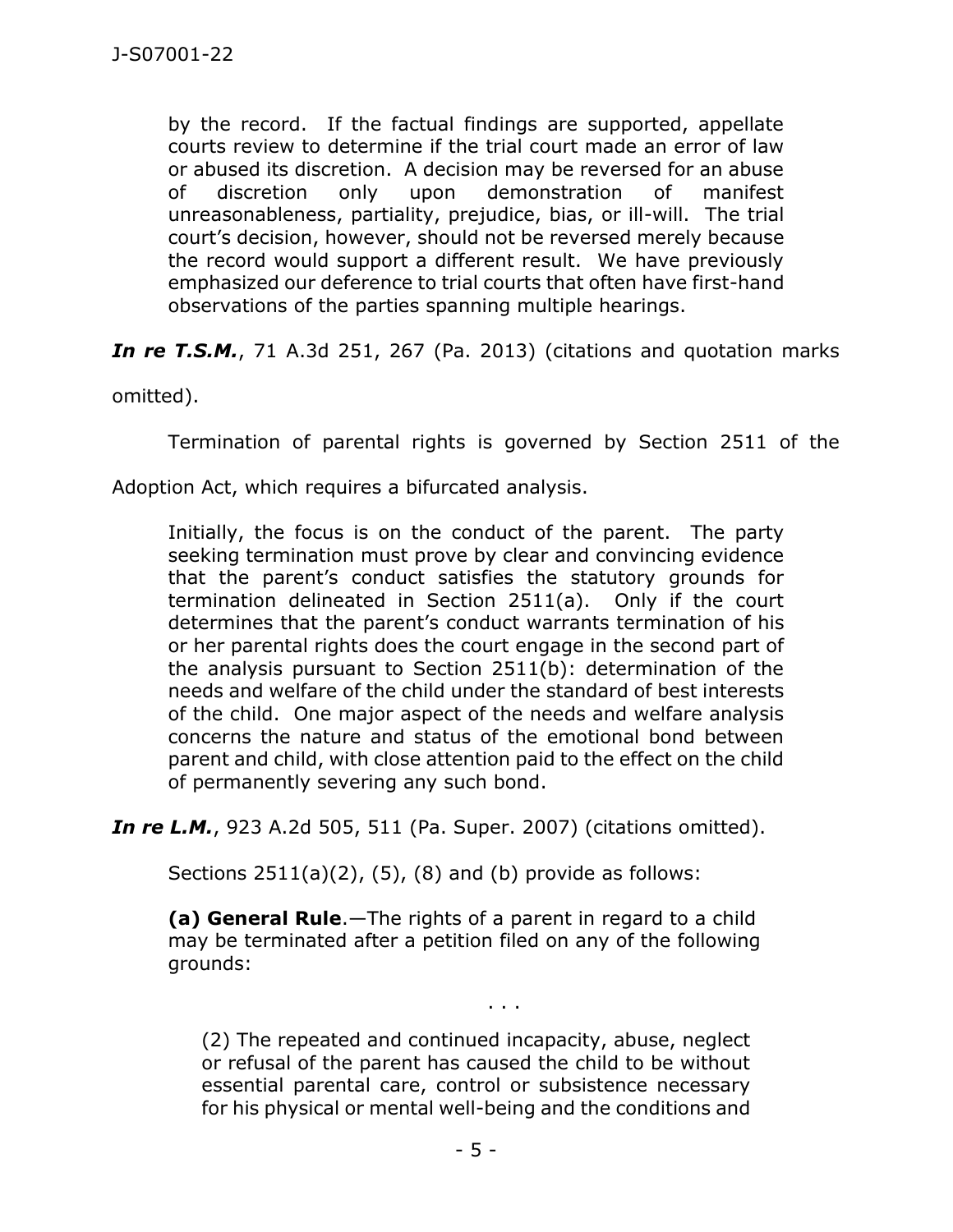> by the record. If the factual findings are supported, appellate courts review to determine if the trial court made an error of law or abused its discretion. A decision may be reversed for an abuse of discretion only upon demonstration of manifest unreasonableness, partiality, prejudice, bias, or ill-will. The trial court's decision, however, should not be reversed merely because the record would support a different result. We have previously emphasized our deference to trial courts that often have first-hand observations of the parties spanning multiple hearings.

***In re T.S.M.***, 71 A.3d 251, 267 (Pa. 2013) (citations and quotation marks omitted).

Termination of parental rights is governed by Section 2511 of the Adoption Act, which requires a bifurcated analysis.

> Initially, the focus is on the conduct of the parent. The party seeking termination must prove by clear and convincing evidence that the parent's conduct satisfies the statutory grounds for termination delineated in Section 2511(a). Only if the court determines that the parent's conduct warrants termination of his or her parental rights does the court engage in the second part of the analysis pursuant to Section 2511(b): determination of the needs and welfare of the child under the standard of best interests of the child. One major aspect of the needs and welfare analysis concerns the nature and status of the emotional bond between parent and child, with close attention paid to the effect on the child of permanently severing any such bond.

***In re L.M.***, 923 A.2d 505, 511 (Pa. Super. 2007) (citations omitted).

Sections 2511(a)(2), (5), (8) and (b) provide as follows:

> **(a) General Rule**.—The rights of a parent in regard to a child may be terminated after a petition filed on any of the following grounds:
>
> . . .
>
> > (2) The repeated and continued incapacity, abuse, neglect or refusal of the parent has caused the child to be without essential parental care, control or subsistence necessary for his physical or mental well-being and the conditions and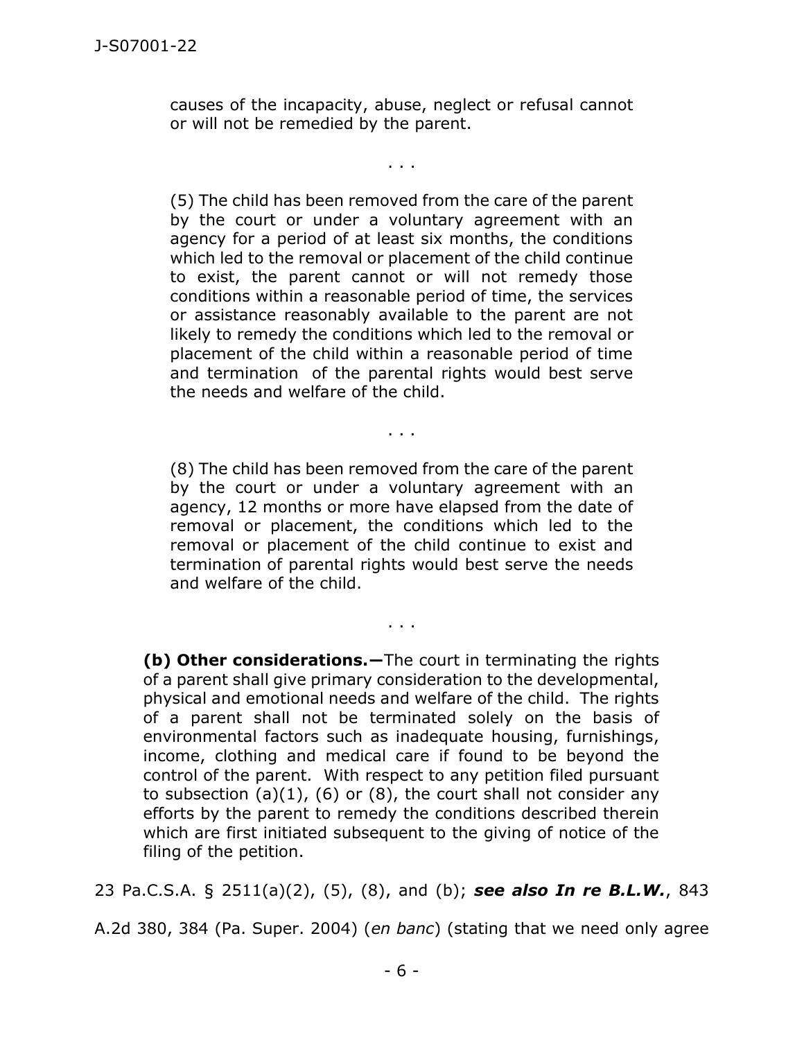> causes of the incapacity, abuse, neglect or refusal cannot or will not be remedied by the parent.
>
> . . .
>
> (5) The child has been removed from the care of the parent by the court or under a voluntary agreement with an agency for a period of at least six months, the conditions which led to the removal or placement of the child continue to exist, the parent cannot or will not remedy those conditions within a reasonable period of time, the services or assistance reasonably available to the parent are not likely to remedy the conditions which led to the removal or placement of the child within a reasonable period of time and termination of the parental rights would best serve the needs and welfare of the child.
>
> . . .
>
> (8) The child has been removed from the care of the parent by the court or under a voluntary agreement with an agency, 12 months or more have elapsed from the date of removal or placement, the conditions which led to the removal or placement of the child continue to exist and termination of parental rights would best serve the needs and welfare of the child.
>
> . . .
>
> **(b) Other considerations.—**The court in terminating the rights of a parent shall give primary consideration to the developmental, physical and emotional needs and welfare of the child. The rights of a parent shall not be terminated solely on the basis of environmental factors such as inadequate housing, furnishings, income, clothing and medical care if found to be beyond the control of the parent. With respect to any petition filed pursuant to subsection (a)(1), (6) or (8), the court shall not consider any efforts by the parent to remedy the conditions described therein which are first initiated subsequent to the giving of notice of the filing of the petition.

23 Pa.C.S.A. § 2511(a)(2), (5), (8), and (b); ***see also In re B.L.W.***, 843 A.2d 380, 384 (Pa. Super. 2004) (*en banc*) (stating that we need only agree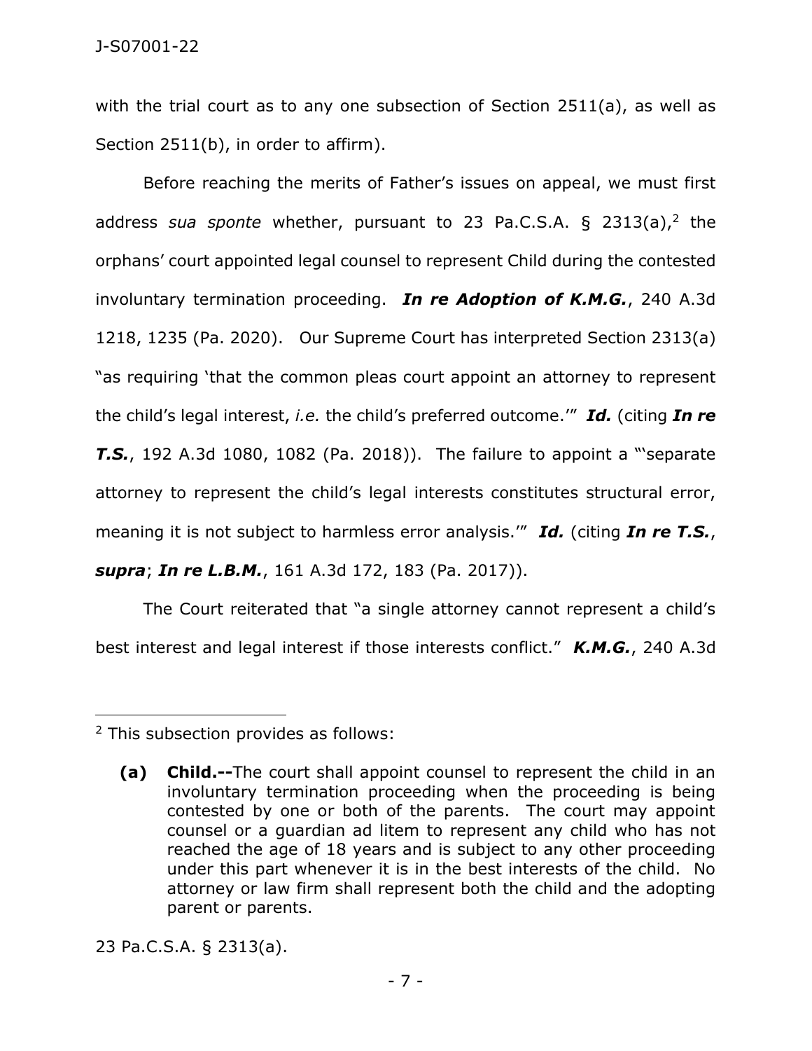with the trial court as to any one subsection of Section 2511(a), as well as Section 2511(b), in order to affirm).

Before reaching the merits of Father's issues on appeal, we must first address *sua sponte* whether, pursuant to 23 Pa.C.S.A. § 2313(a),[2] the orphans' court appointed legal counsel to represent Child during the contested involuntary termination proceeding. ***In re Adoption of K.M.G.***, 240 A.3d 1218, 1235 (Pa. 2020). Our Supreme Court has interpreted Section 2313(a) "as requiring 'that the common pleas court appoint an attorney to represent the child's legal interest, *i.e.* the child's preferred outcome.'" ***Id.*** (citing ***In re T.S.***, 192 A.3d 1080, 1082 (Pa. 2018)). The failure to appoint a "'separate attorney to represent the child's legal interests constitutes structural error, meaning it is not subject to harmless error analysis.'" ***Id.*** (citing ***In re T.S.***, ***supra***; ***In re L.B.M.***, 161 A.3d 172, 183 (Pa. 2017)).

The Court reiterated that "a single attorney cannot represent a child's best interest and legal interest if those interests conflict." ***K.M.G.***, 240 A.3d

---

[2] This subsection provides as follows:

> **(a) Child.--**The court shall appoint counsel to represent the child in an involuntary termination proceeding when the proceeding is being contested by one or both of the parents. The court may appoint counsel or a guardian ad litem to represent any child who has not reached the age of 18 years and is subject to any other proceeding under this part whenever it is in the best interests of the child. No attorney or law firm shall represent both the child and the adopting parent or parents.

23 Pa.C.S.A. § 2313(a).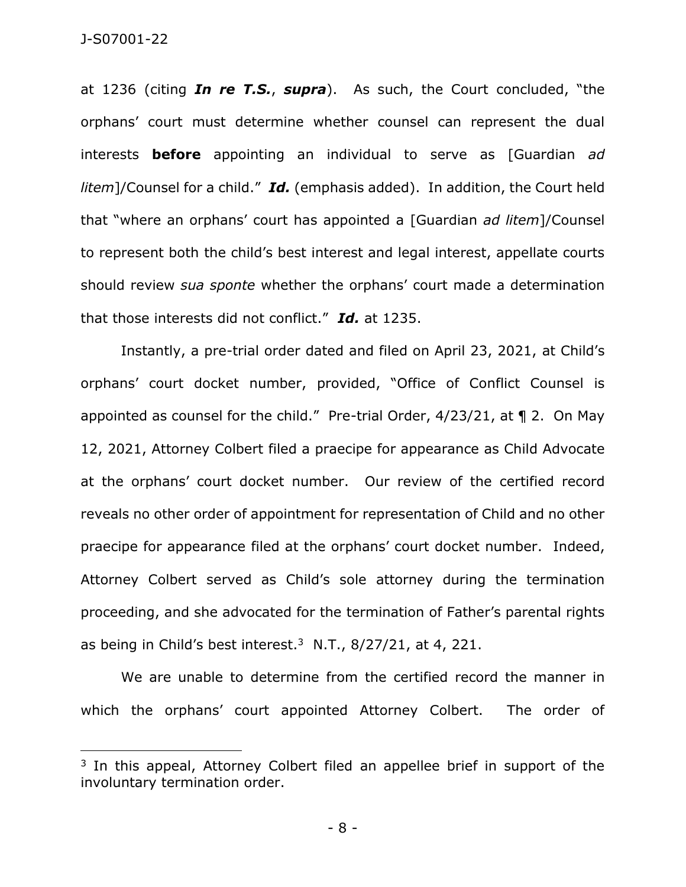at 1236 (citing ***In re T.S.***, ***supra***). As such, the Court concluded, "the orphans' court must determine whether counsel can represent the dual interests **before** appointing an individual to serve as [Guardian *ad litem*]/Counsel for a child." ***Id.*** (emphasis added). In addition, the Court held that "where an orphans' court has appointed a [Guardian *ad litem*]/Counsel to represent both the child's best interest and legal interest, appellate courts should review *sua sponte* whether the orphans' court made a determination that those interests did not conflict." ***Id.*** at 1235.

Instantly, a pre-trial order dated and filed on April 23, 2021, at Child's orphans' court docket number, provided, "Office of Conflict Counsel is appointed as counsel for the child." Pre-trial Order, 4/23/21, at ¶ 2. On May 12, 2021, Attorney Colbert filed a praecipe for appearance as Child Advocate at the orphans' court docket number. Our review of the certified record reveals no other order of appointment for representation of Child and no other praecipe for appearance filed at the orphans' court docket number. Indeed, Attorney Colbert served as Child's sole attorney during the termination proceeding, and she advocated for the termination of Father's parental rights as being in Child's best interest.[3] N.T., 8/27/21, at 4, 221.

We are unable to determine from the certified record the manner in which the orphans' court appointed Attorney Colbert. The order of

---

[3] In this appeal, Attorney Colbert filed an appellee brief in support of the involuntary termination order.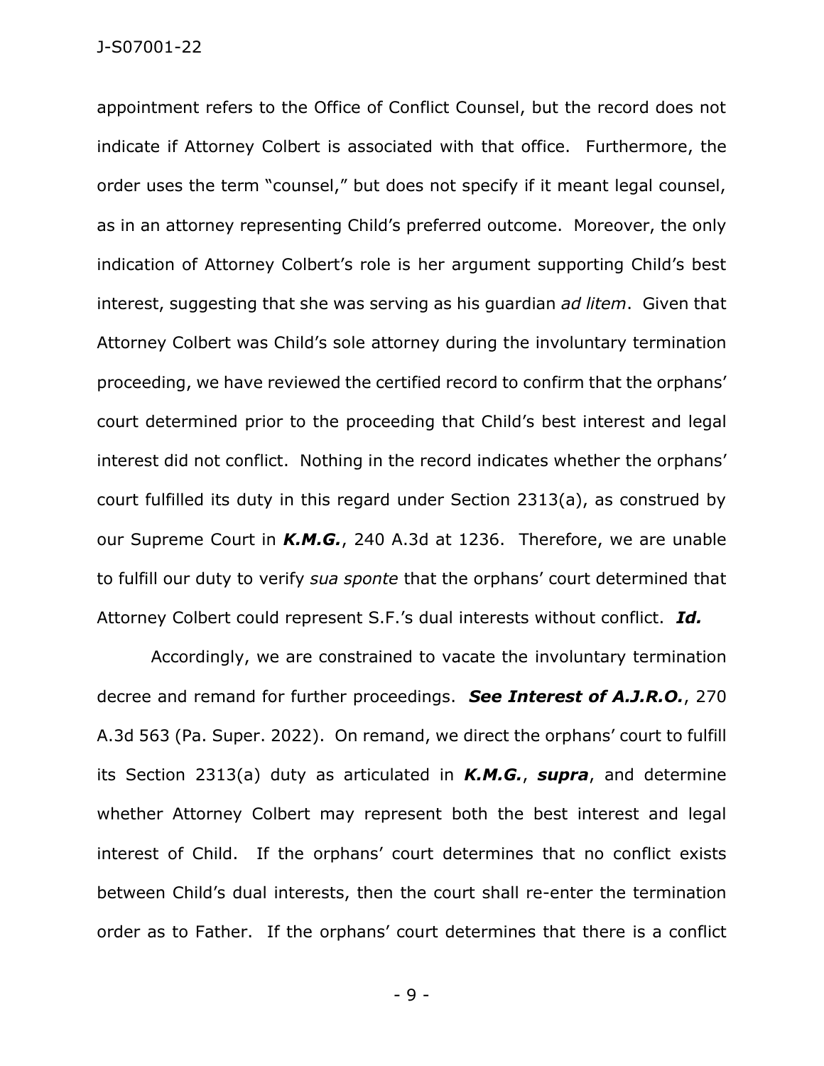appointment refers to the Office of Conflict Counsel, but the record does not indicate if Attorney Colbert is associated with that office. Furthermore, the order uses the term "counsel," but does not specify if it meant legal counsel, as in an attorney representing Child's preferred outcome. Moreover, the only indication of Attorney Colbert's role is her argument supporting Child's best interest, suggesting that she was serving as his guardian *ad litem*. Given that Attorney Colbert was Child's sole attorney during the involuntary termination proceeding, we have reviewed the certified record to confirm that the orphans' court determined prior to the proceeding that Child's best interest and legal interest did not conflict. Nothing in the record indicates whether the orphans' court fulfilled its duty in this regard under Section 2313(a), as construed by our Supreme Court in ***K.M.G.***, 240 A.3d at 1236. Therefore, we are unable to fulfill our duty to verify *sua sponte* that the orphans' court determined that Attorney Colbert could represent S.F.'s dual interests without conflict. ***Id.***

Accordingly, we are constrained to vacate the involuntary termination decree and remand for further proceedings. ***See Interest of A.J.R.O.***, 270 A.3d 563 (Pa. Super. 2022). On remand, we direct the orphans' court to fulfill its Section 2313(a) duty as articulated in ***K.M.G.***, ***supra***, and determine whether Attorney Colbert may represent both the best interest and legal interest of Child. If the orphans' court determines that no conflict exists between Child's dual interests, then the court shall re-enter the termination order as to Father. If the orphans' court determines that there is a conflict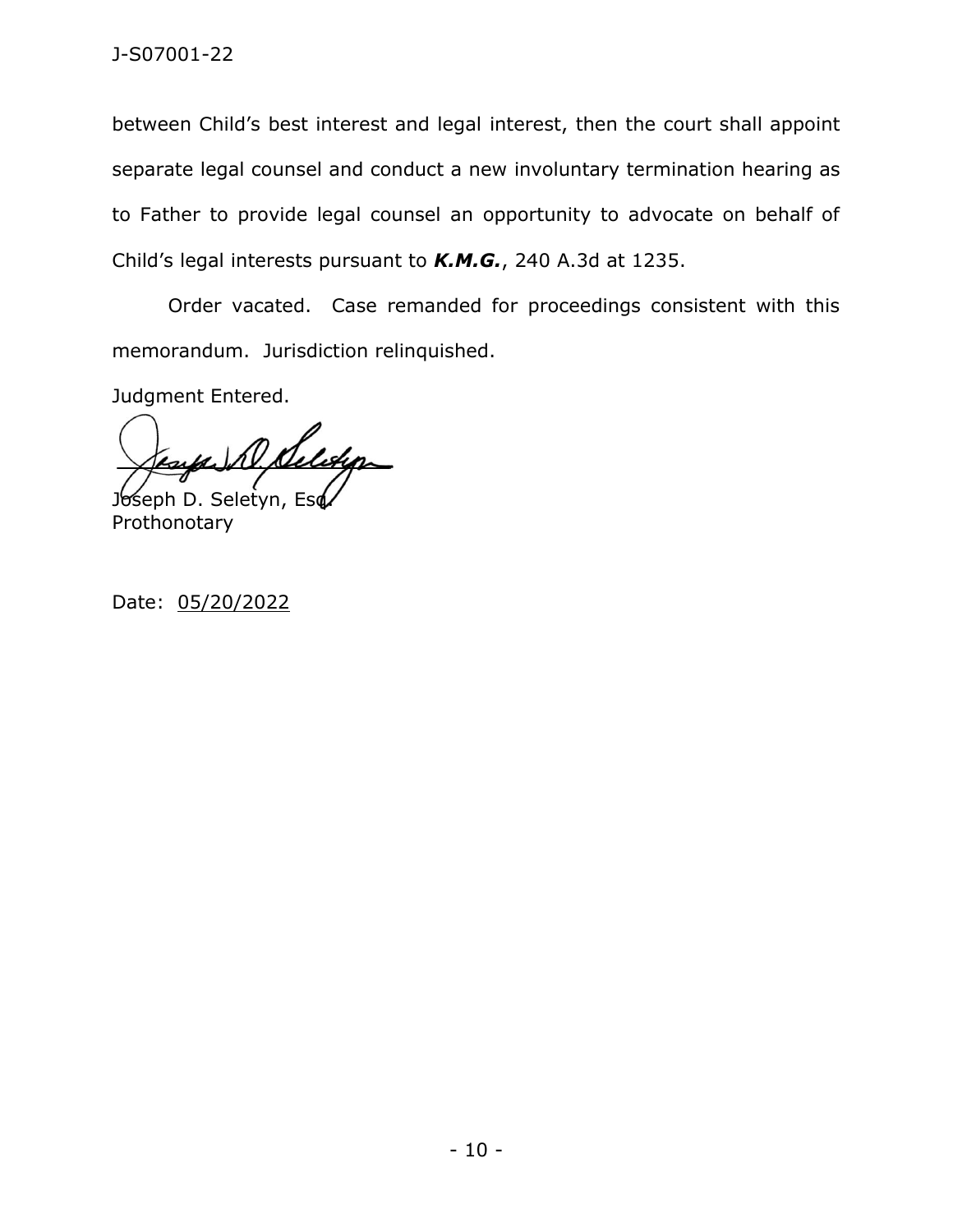between Child's best interest and legal interest, then the court shall appoint separate legal counsel and conduct a new involuntary termination hearing as to Father to provide legal counsel an opportunity to advocate on behalf of Child's legal interests pursuant to ***K.M.G.***, 240 A.3d at 1235.

Order vacated. Case remanded for proceedings consistent with this memorandum. Jurisdiction relinquished.

Judgment Entered.

Joseph D. Seletyn, Esq.
Prothonotary

Date: 05/20/2022